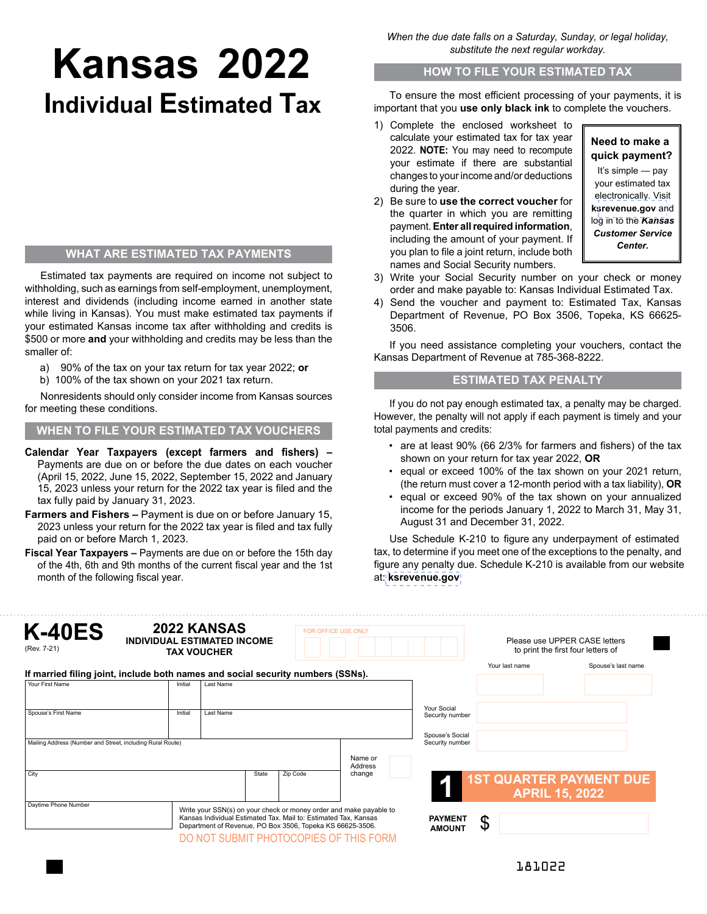# Kansas 2022

## Individual Estimated Tax

### WHAT ARE ESTIMATED TAX PAYMENTS

Estimated tax payments are required on income not subject to withholding, such as earnings from self-employment, unemployment, interest and dividends (including income earned in another state while living in Kansas). You must make estimated tax payments if your estimated Kansas income tax after withholding and credits is $500 or more **and** your withholding and credits may be less than the smaller of:

a) 90% of the tax on your tax return for tax year 2022; **or**
b) 100% of the tax shown on your 2021 tax return.

Nonresidents should only consider income from Kansas sources for meeting these conditions.

### WHEN TO FILE YOUR ESTIMATED TAX VOUCHERS

**Calendar Year Taxpayers (except farmers and fishers) –** Payments are due on or before the due dates on each voucher (April 15, 2022, June 15, 2022, September 15, 2022 and January 15, 2023 unless your return for the 2022 tax year is filed and the tax fully paid by January 31, 2023.

**Farmers and Fishers –** Payment is due on or before January 15, 2023 unless your return for the 2022 tax year is filed and tax fully paid on or before March 1, 2023.

**Fiscal Year Taxpayers –** Payments are due on or before the 15th day of the 4th, 6th and 9th months of the current fiscal year and the 1st month of the following fiscal year.

*When the due date falls on a Saturday, Sunday, or legal holiday, substitute the next regular workday.*

### HOW TO FILE YOUR ESTIMATED TAX

To ensure the most efficient processing of your payments, it is important that you **use only black ink** to complete the vouchers.

1) Complete the enclosed worksheet to calculate your estimated tax for tax year 2022. **NOTE:** You may need to recompute your estimate if there are substantial changes to your income and/or deductions during the year.
2) Be sure to **use the correct voucher** for the quarter in which you are remitting payment. **Enter all required information**, including the amount of your payment. If you plan to file a joint return, include both names and Social Security numbers.
3) Write your Social Security number on your check or money order and make payable to: Kansas Individual Estimated Tax.
4) Send the voucher and payment to: Estimated Tax, Kansas Department of Revenue, PO Box 3506, Topeka, KS 66625-3506.

**Need to make a quick payment?**
It's simple — pay your estimated tax electronically. Visit **ksrevenue.gov** and log in to the ***Kansas Customer Service Center.***

If you need assistance completing your vouchers, contact the Kansas Department of Revenue at 785-368-8222.

### ESTIMATED TAX PENALTY

If you do not pay enough estimated tax, a penalty may be charged. However, the penalty will not apply if each payment is timely and your total payments and credits:

- are at least 90% (66 2/3% for farmers and fishers) of the tax shown on your return for tax year 2022, **OR**
- equal or exceed 100% of the tax shown on your 2021 return, (the return must cover a 12-month period with a tax liability), **OR**
- equal or exceed 90% of the tax shown on your annualized income for the periods January 1, 2022 to March 31, May 31, August 31 and December 31, 2022.

Use Schedule K-210 to figure any underpayment of estimated tax, to determine if you meet one of the exceptions to the penalty, and figure any penalty due. Schedule K-210 is available from our website at: **ksrevenue.gov**

---

**K-40ES** (Rev. 7-21)

**2022 KANSAS INDIVIDUAL ESTIMATED INCOME TAX VOUCHER**

FOR OFFICE USE ONLY

Please use UPPER CASE letters to print the first four letters of

Your last name | Spouse's last name

**If married filing joint, include both names and social security numbers (SSNs).**

| Your First Name | Initial | Last Name |
|---|---|---|
| Spouse's First Name | Initial | Last Name |

Mailing Address (Number and Street, including Rural Route)

| City | State | Zip Code |
|---|---|---|

Name or Address change

Your Social Security number

Spouse's Social Security number

Daytime Phone Number

Write your SSN(s) on your check or money order and make payable to Kansas Individual Estimated Tax. Mail to: Estimated Tax, Kansas Department of Revenue, PO Box 3506, Topeka KS 66625-3506.

DO NOT SUBMIT PHOTOCOPIES OF THIS FORM

**1 — 1ST QUARTER PAYMENT DUE APRIL 15, 2022**

**PAYMENT AMOUNT** $

181022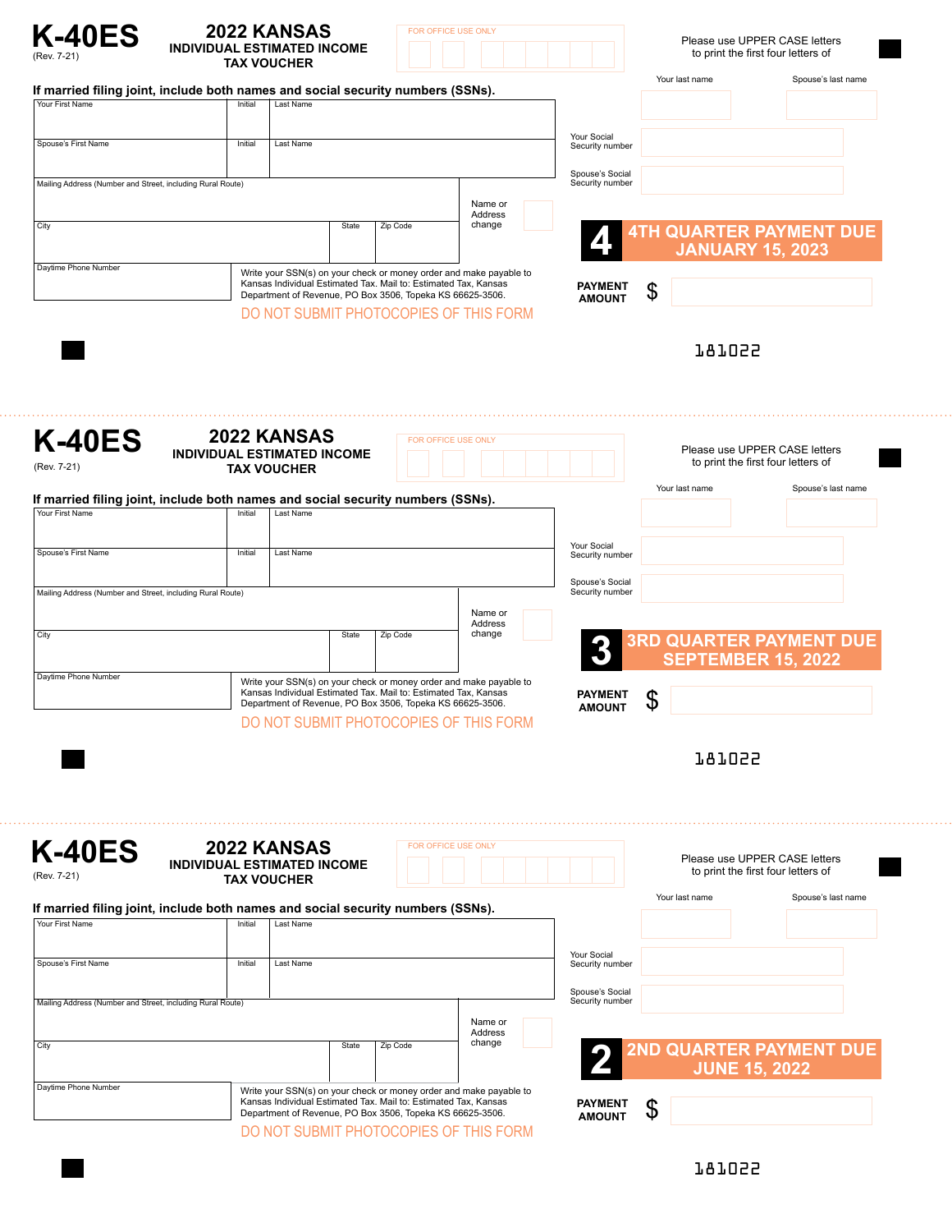# K-40ES

(Rev. 7-21)

## 2022 KANSAS INDIVIDUAL INCOME TAX VOUCHER

FOR OFFICE USE ONLY

Please use UPPER CASE letters to print the first four letters of

Your last name | Spouse's last name

**If married filing joint, include both names and social security numbers (SSNs).**

| Your First Name | Initial | Last Name |
|---|---|---|
| | | |
| **Spouse's First Name** | **Initial** | **Last Name** |
| | | |

| Mailing Address (Number and Street, including Rural Route) | | | Name or Address change |
|---|---|---|---|
| **City** | **State** | **Zip Code** | |

Daytime Phone Number

Your Social Security number

Spouse's Social Security number

**4 — 4TH QUARTER PAYMENT DUE JANUARY 15, 2023**

**PAYMENT AMOUNT** $

Write your SSN(s) on your check or money order and make payable to Kansas Individual Estimated Tax. Mail to: Estimated Tax, Kansas Department of Revenue, PO Box 3506, Topeka KS 66625-3506.

DO NOT SUBMIT PHOTOCOPIES OF THIS FORM

181022

---

# K-40ES

(Rev. 7-21)

## 2022 KANSAS INDIVIDUAL ESTIMATED INCOME TAX VOUCHER

FOR OFFICE USE ONLY

Please use UPPER CASE letters to print the first four letters of

Your last name | Spouse's last name

**If married filing joint, include both names and social security numbers (SSNs).**

| Your First Name | Initial | Last Name |
|---|---|---|
| | | |
| **Spouse's First Name** | **Initial** | **Last Name** |
| | | |

| Mailing Address (Number and Street, including Rural Route) | | | Name or Address change |
|---|---|---|---|
| **City** | **State** | **Zip Code** | |

Daytime Phone Number

Your Social Security number

Spouse's Social Security number

**3 — 3RD QUARTER PAYMENT DUE SEPTEMBER 15, 2022**

**PAYMENT AMOUNT** $

Write your SSN(s) on your check or money order and make payable to Kansas Individual Estimated Tax. Mail to: Estimated Tax, Kansas Department of Revenue, PO Box 3506, Topeka KS 66625-3506.

DO NOT SUBMIT PHOTOCOPIES OF THIS FORM

181022

---

# K-40ES

(Rev. 7-21)

## 2022 KANSAS INDIVIDUAL ESTIMATED INCOME TAX VOUCHER

FOR OFFICE USE ONLY

Please use UPPER CASE letters to print the first four letters of

Your last name | Spouse's last name

**If married filing joint, include both names and social security numbers (SSNs).**

| Your First Name | Initial | Last Name |
|---|---|---|
| | | |
| **Spouse's First Name** | **Initial** | **Last Name** |
| | | |

| Mailing Address (Number and Street, including Rural Route) | | | Name or Address change |
|---|---|---|---|
| **City** | **State** | **Zip Code** | |

Daytime Phone Number

Your Social Security number

Spouse's Social Security number

**2 — 2ND QUARTER PAYMENT DUE JUNE 15, 2022**

**PAYMENT AMOUNT** $

Write your SSN(s) on your check or money order and make payable to Kansas Individual Estimated Tax. Mail to: Estimated Tax, Kansas Department of Revenue, PO Box 3506, Topeka KS 66625-3506.

DO NOT SUBMIT PHOTOCOPIES OF THIS FORM

181022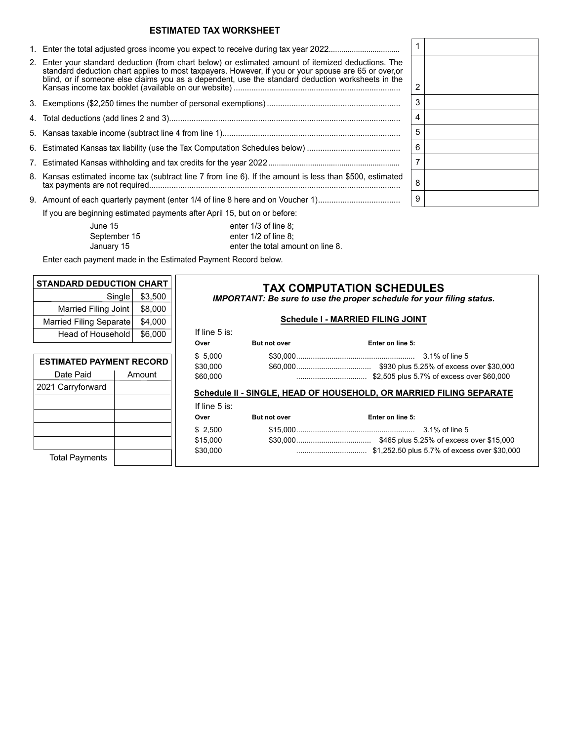## ESTIMATED TAX WORKSHEET

| | | | |
|---|---|---|---|
| 1. | Enter the total adjusted gross income you expect to receive during tax year 2022 | 1 | |
| 2. | Enter your standard deduction (from chart below) or estimated amount of itemized deductions. The standard deduction chart applies to most taxpayers. However, if you or your spouse are 65 or over,or blind, or if someone else claims you as a dependent, use the standard deduction worksheets in the Kansas income tax booklet (available on our website) | 2 | |
| 3. | Exemptions ($2,250 times the number of personal exemptions) | 3 | |
| 4. | Total deductions (add lines 2 and 3) | 4 | |
| 5. | Kansas taxable income (subtract line 4 from line 1) | 5 | |
| 6. | Estimated Kansas tax liability (use the Tax Computation Schedules below) | 6 | |
| 7. | Estimated Kansas withholding and tax credits for the year 2022 | 7 | |
| 8. | Kansas estimated income tax (subtract line 7 from line 6). If the amount is less than $500, estimated tax payments are not required | 8 | |
| 9. | Amount of each quarterly payment (enter 1/4 of line 8 here and on Voucher 1) | 9 | |

If you are beginning estimated payments after April 15, but on or before:

| | |
|---|---|
| June 15 | enter 1/3 of line 8; |
| September 15 | enter 1/2 of line 8; |
| January 15 | enter the total amount on line 8. |

Enter each payment made in the Estimated Payment Record below.

| STANDARD DEDUCTION CHART | |
|---|---|
| Single | $3,500 |
| Married Filing Joint | $8,000 |
| Married Filing Separate | $4,000 |
| Head of Household | $6,000 |

| ESTIMATED PAYMENT RECORD | |
|---|---|
| Date Paid | Amount |
| 2021 Carryforward | |
| | |
| | |
| | |
| | |
| Total Payments | |

## TAX COMPUTATION SCHEDULES

***IMPORTANT: Be sure to use the proper schedule for your filing status.***

**Schedule I - MARRIED FILING JOINT**

If line 5 is:

| Over | But not over | Enter on line 5: |
|---|---|---|
| $ 5,000 | $30,000 | 3.1% of line 5 |
| $30,000 | $60,000 | $930 plus 5.25% of excess over $30,000 |
| $60,000 | | $2,505 plus 5.7% of excess over $60,000 |

**Schedule II - SINGLE, HEAD OF HOUSEHOLD, OR MARRIED FILING SEPARATE**

If line 5 is:

| Over | But not over | Enter on line 5: |
|---|---|---|
| $ 2,500 | $15,000 | 3.1% of line 5 |
| $15,000 | $30,000 | $465 plus 5.25% of excess over $15,000 |
| $30,000 | | $1,252.50 plus 5.7% of excess over $30,000 |